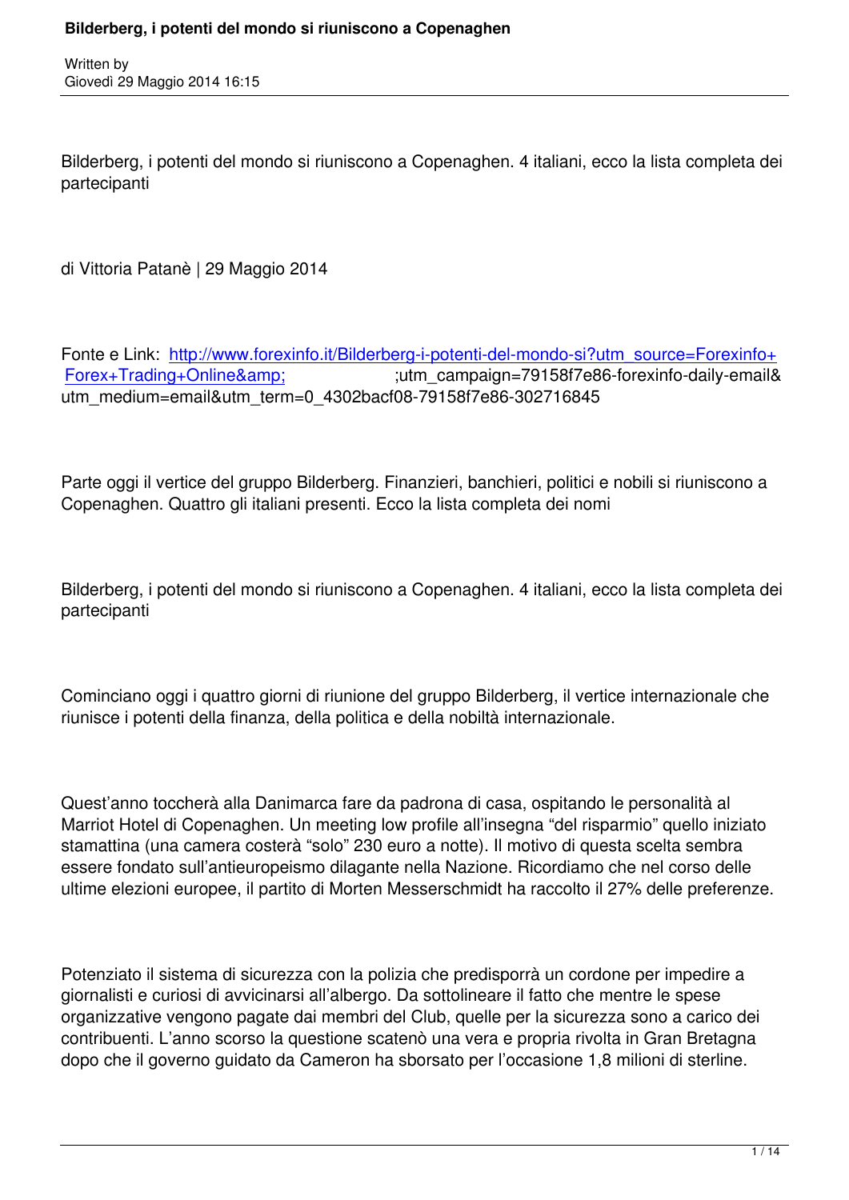Written by
Giovedì 29 Maggio 2014 16:15

Bilderberg, i potenti del mondo si riuniscono a Copenaghen. 4 italiani, ecco la lista completa dei partecipanti

di Vittoria Patanè | 29 Maggio 2014

Fonte e Link: [http://www.forexinfo.it/Bilderberg-i-potenti-del-mondo-si?utm_source=Forexinfo+Forex+Trading+Online&amp;](http://www.forexinfo.it/Bilderberg-i-potenti-del-mondo-si?utm_source=Forexinfo+Forex+Trading+Online&amp;) ;utm_campaign=79158f7e86-forexinfo-daily-email&utm_medium=email&utm_term=0_4302bacf08-79158f7e86-302716845

Parte oggi il vertice del gruppo Bilderberg. Finanzieri, banchieri, politici e nobili si riuniscono a Copenaghen. Quattro gli italiani presenti. Ecco la lista completa dei nomi

Bilderberg, i potenti del mondo si riuniscono a Copenaghen. 4 italiani, ecco la lista completa dei partecipanti

Cominciano oggi i quattro giorni di riunione del gruppo Bilderberg, il vertice internazionale che riunisce i potenti della finanza, della politica e della nobiltà internazionale.

Quest'anno toccherà alla Danimarca fare da padrona di casa, ospitando le personalità al Marriot Hotel di Copenaghen. Un meeting low profile all'insegna "del risparmio" quello iniziato stamattina (una camera costerà "solo" 230 euro a notte). Il motivo di questa scelta sembra essere fondato sull'antieuropeismo dilagante nella Nazione. Ricordiamo che nel corso delle ultime elezioni europee, il partito di Morten Messerschmidt ha raccolto il 27% delle preferenze.

Potenziato il sistema di sicurezza con la polizia che predisporrà un cordone per impedire a giornalisti e curiosi di avvicinarsi all'albergo. Da sottolineare il fatto che mentre le spese organizzative vengono pagate dai membri del Club, quelle per la sicurezza sono a carico dei contribuenti. L'anno scorso la questione scatenò una vera e propria rivolta in Gran Bretagna dopo che il governo guidato da Cameron ha sborsato per l'occasione 1,8 milioni di sterline.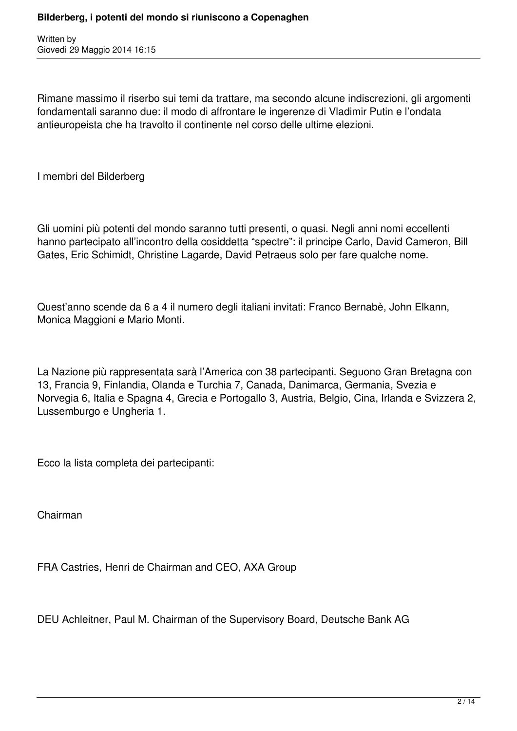Rimane massimo il riserbo sui temi da trattare, ma secondo alcune indiscrezioni, gli argomenti fondamentali saranno due: il modo di affrontare le ingerenze di Vladimir Putin e l'ondata antieuropeista che ha travolto il continente nel corso delle ultime elezioni.

I membri del Bilderberg

Gli uomini più potenti del mondo saranno tutti presenti, o quasi. Negli anni nomi eccellenti hanno partecipato all'incontro della cosiddetta "spectre": il principe Carlo, David Cameron, Bill Gates, Eric Schimidt, Christine Lagarde, David Petraeus solo per fare qualche nome.

Quest'anno scende da 6 a 4 il numero degli italiani invitati: Franco Bernabè, John Elkann, Monica Maggioni e Mario Monti.

La Nazione più rappresentata sarà l'America con 38 partecipanti. Seguono Gran Bretagna con 13, Francia 9, Finlandia, Olanda e Turchia 7, Canada, Danimarca, Germania, Svezia e Norvegia 6, Italia e Spagna 4, Grecia e Portogallo 3, Austria, Belgio, Cina, Irlanda e Svizzera 2, Lussemburgo e Ungheria 1.

Ecco la lista completa dei partecipanti:

Chairman

FRA Castries, Henri de Chairman and CEO, AXA Group

DEU Achleitner, Paul M. Chairman of the Supervisory Board, Deutsche Bank AG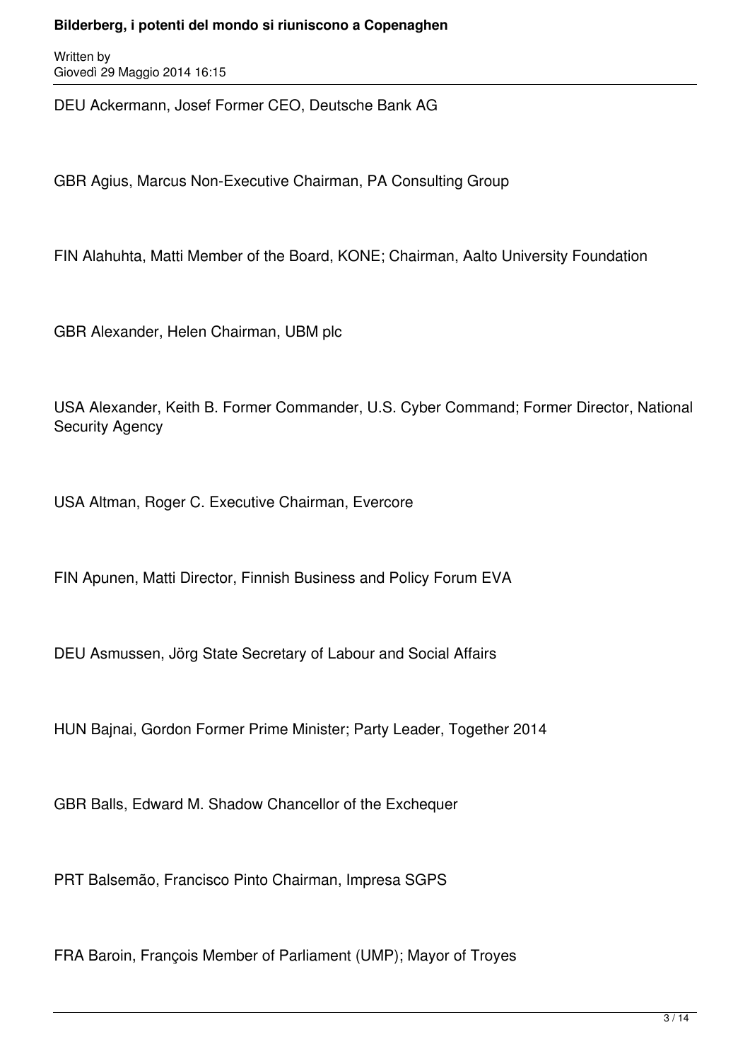DEU Ackermann, Josef Former CEO, Deutsche Bank AG

GBR Agius, Marcus Non-Executive Chairman, PA Consulting Group

FIN Alahuhta, Matti Member of the Board, KONE; Chairman, Aalto University Foundation

GBR Alexander, Helen Chairman, UBM plc

USA Alexander, Keith B. Former Commander, U.S. Cyber Command; Former Director, National Security Agency

USA Altman, Roger C. Executive Chairman, Evercore

FIN Apunen, Matti Director, Finnish Business and Policy Forum EVA

DEU Asmussen, Jörg State Secretary of Labour and Social Affairs

HUN Bajnai, Gordon Former Prime Minister; Party Leader, Together 2014

GBR Balls, Edward M. Shadow Chancellor of the Exchequer

PRT Balsemão, Francisco Pinto Chairman, Impresa SGPS

FRA Baroin, François Member of Parliament (UMP); Mayor of Troyes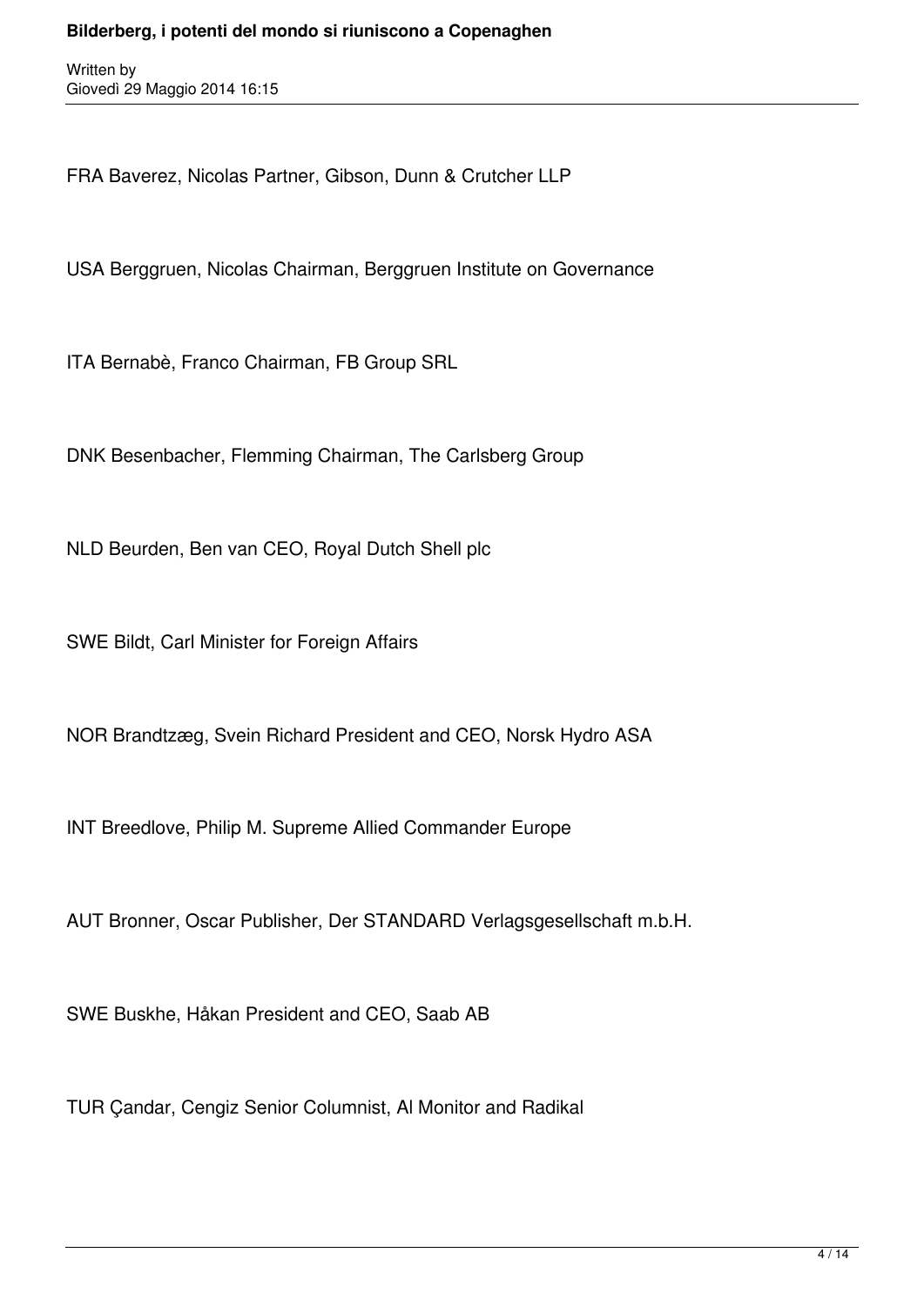FRA Baverez, Nicolas Partner, Gibson, Dunn & Crutcher LLP

USA Berggruen, Nicolas Chairman, Berggruen Institute on Governance

ITA Bernabè, Franco Chairman, FB Group SRL

DNK Besenbacher, Flemming Chairman, The Carlsberg Group

NLD Beurden, Ben van CEO, Royal Dutch Shell plc

SWE Bildt, Carl Minister for Foreign Affairs

NOR Brandtzæg, Svein Richard President and CEO, Norsk Hydro ASA

INT Breedlove, Philip M. Supreme Allied Commander Europe

AUT Bronner, Oscar Publisher, Der STANDARD Verlagsgesellschaft m.b.H.

SWE Buskhe, Håkan President and CEO, Saab AB

TUR Çandar, Cengiz Senior Columnist, Al Monitor and Radikal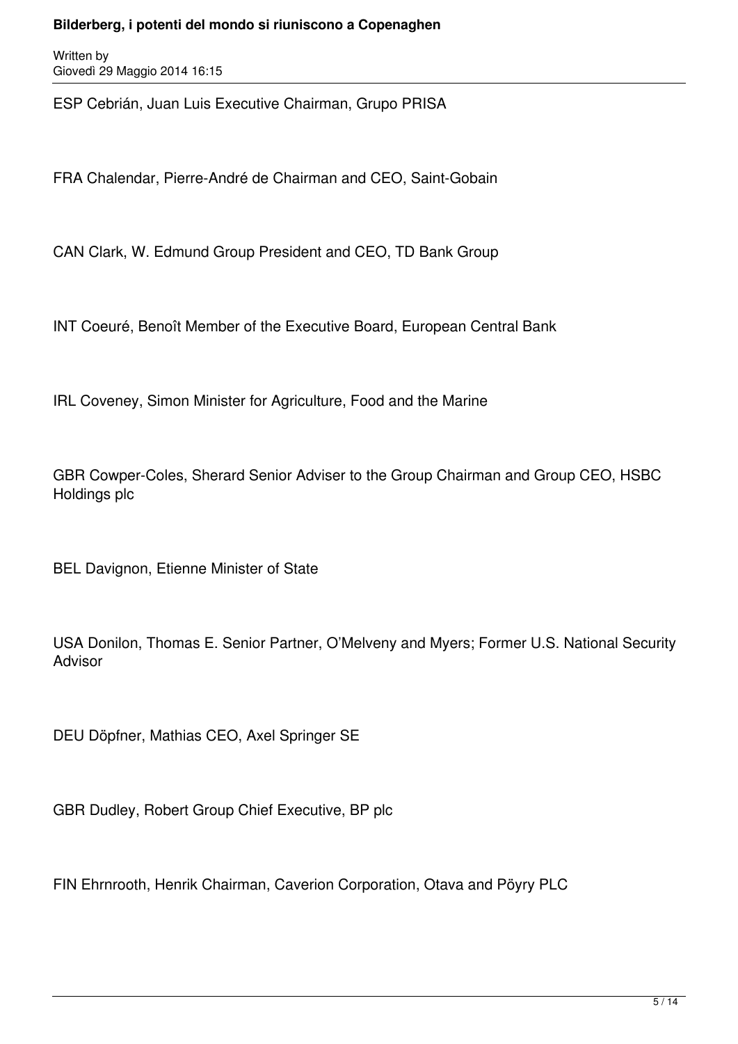ESP Cebrián, Juan Luis Executive Chairman, Grupo PRISA

FRA Chalendar, Pierre-André de Chairman and CEO, Saint-Gobain

CAN Clark, W. Edmund Group President and CEO, TD Bank Group

INT Coeuré, Benoît Member of the Executive Board, European Central Bank

IRL Coveney, Simon Minister for Agriculture, Food and the Marine

GBR Cowper-Coles, Sherard Senior Adviser to the Group Chairman and Group CEO, HSBC Holdings plc

BEL Davignon, Etienne Minister of State

USA Donilon, Thomas E. Senior Partner, O'Melveny and Myers; Former U.S. National Security Advisor

DEU Döpfner, Mathias CEO, Axel Springer SE

GBR Dudley, Robert Group Chief Executive, BP plc

FIN Ehrnrooth, Henrik Chairman, Caverion Corporation, Otava and Pöyry PLC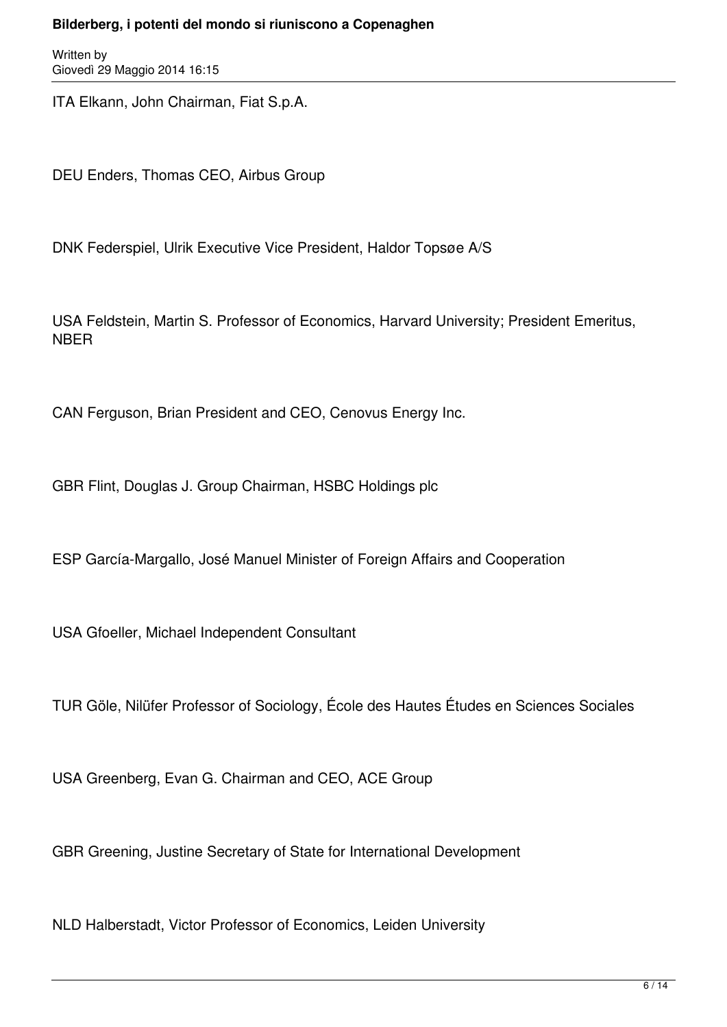ITA Elkann, John Chairman, Fiat S.p.A.

DEU Enders, Thomas CEO, Airbus Group

DNK Federspiel, Ulrik Executive Vice President, Haldor Topsøe A/S

USA Feldstein, Martin S. Professor of Economics, Harvard University; President Emeritus, NBER

CAN Ferguson, Brian President and CEO, Cenovus Energy Inc.

GBR Flint, Douglas J. Group Chairman, HSBC Holdings plc

ESP García-Margallo, José Manuel Minister of Foreign Affairs and Cooperation

USA Gfoeller, Michael Independent Consultant

TUR Göle, Nilüfer Professor of Sociology, École des Hautes Études en Sciences Sociales

USA Greenberg, Evan G. Chairman and CEO, ACE Group

GBR Greening, Justine Secretary of State for International Development

NLD Halberstadt, Victor Professor of Economics, Leiden University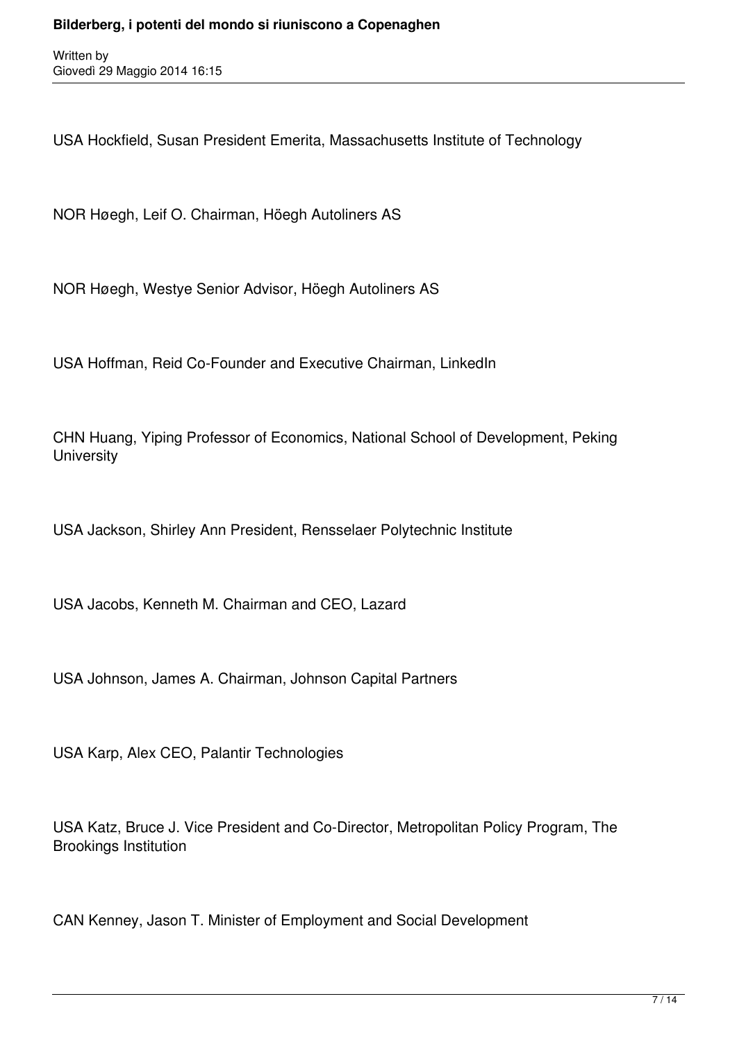USA Hockfield, Susan President Emerita, Massachusetts Institute of Technology

NOR Høegh, Leif O. Chairman, Höegh Autoliners AS

NOR Høegh, Westye Senior Advisor, Höegh Autoliners AS

USA Hoffman, Reid Co-Founder and Executive Chairman, LinkedIn

CHN Huang, Yiping Professor of Economics, National School of Development, Peking University

USA Jackson, Shirley Ann President, Rensselaer Polytechnic Institute

USA Jacobs, Kenneth M. Chairman and CEO, Lazard

USA Johnson, James A. Chairman, Johnson Capital Partners

USA Karp, Alex CEO, Palantir Technologies

USA Katz, Bruce J. Vice President and Co-Director, Metropolitan Policy Program, The Brookings Institution

CAN Kenney, Jason T. Minister of Employment and Social Development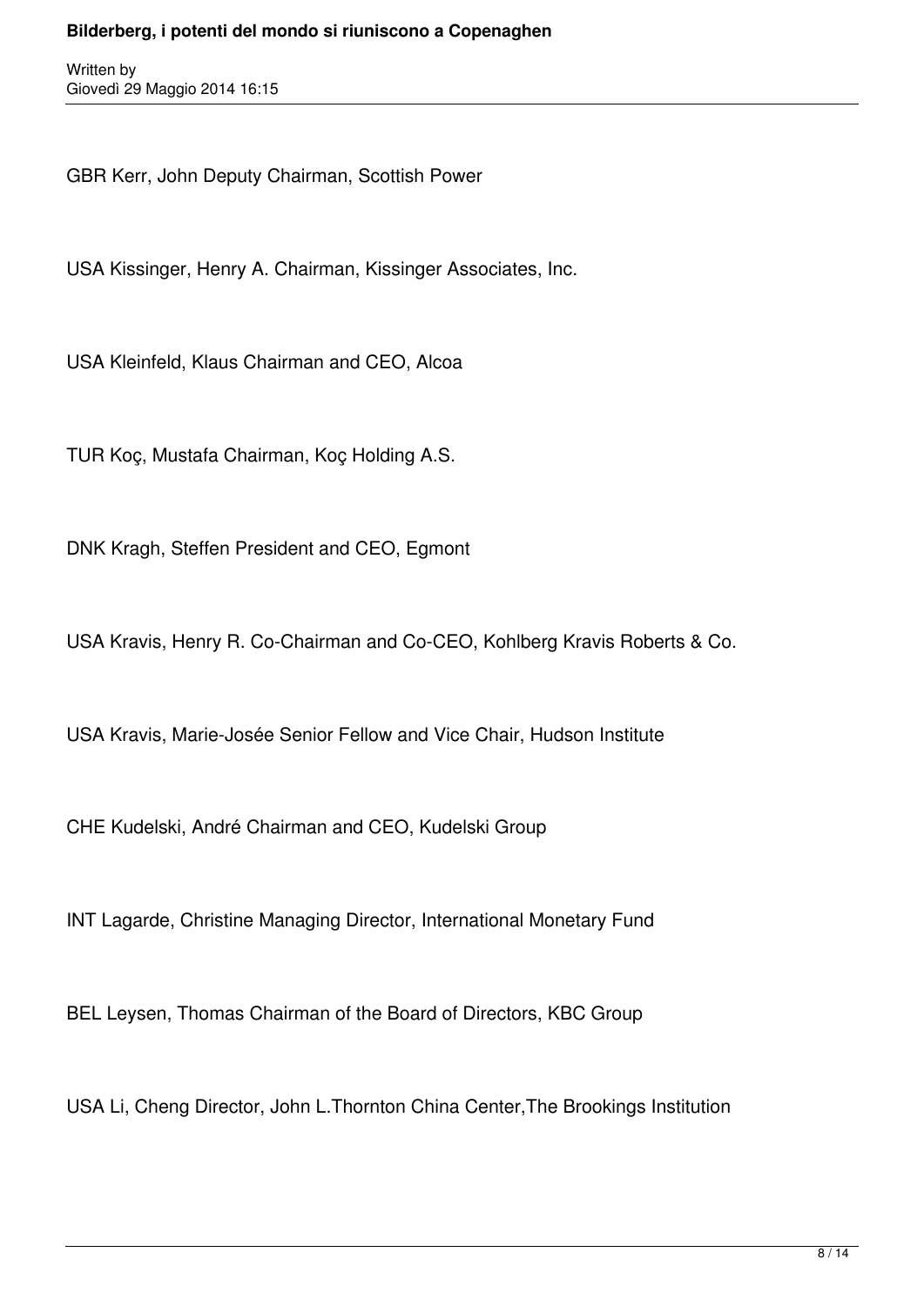GBR Kerr, John Deputy Chairman, Scottish Power

USA Kissinger, Henry A. Chairman, Kissinger Associates, Inc.

USA Kleinfeld, Klaus Chairman and CEO, Alcoa

TUR Koç, Mustafa Chairman, Koç Holding A.S.

DNK Kragh, Steffen President and CEO, Egmont

USA Kravis, Henry R. Co-Chairman and Co-CEO, Kohlberg Kravis Roberts & Co.

USA Kravis, Marie-Josée Senior Fellow and Vice Chair, Hudson Institute

CHE Kudelski, André Chairman and CEO, Kudelski Group

INT Lagarde, Christine Managing Director, International Monetary Fund

BEL Leysen, Thomas Chairman of the Board of Directors, KBC Group

USA Li, Cheng Director, John L.Thornton China Center,The Brookings Institution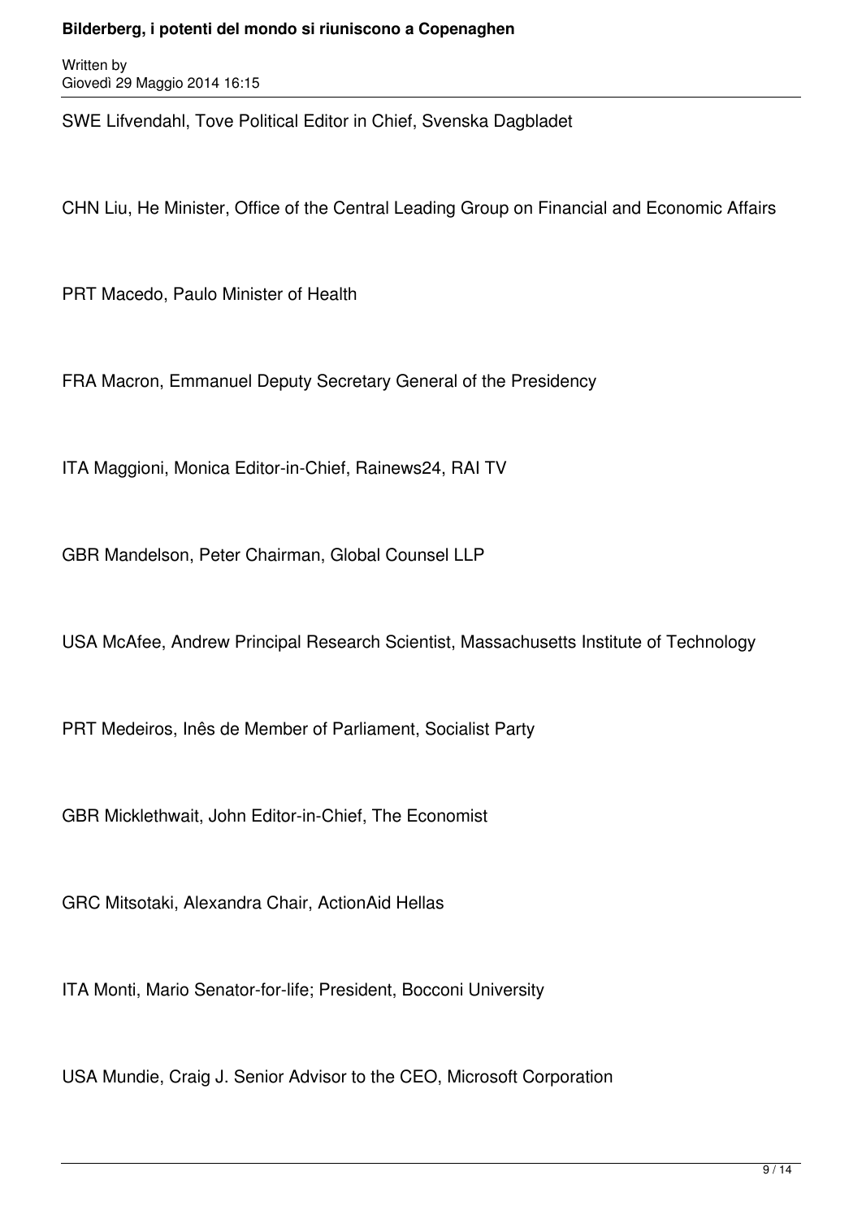SWE Lifvendahl, Tove Political Editor in Chief, Svenska Dagbladet

CHN Liu, He Minister, Office of the Central Leading Group on Financial and Economic Affairs

PRT Macedo, Paulo Minister of Health

FRA Macron, Emmanuel Deputy Secretary General of the Presidency

ITA Maggioni, Monica Editor-in-Chief, Rainews24, RAI TV

GBR Mandelson, Peter Chairman, Global Counsel LLP

USA McAfee, Andrew Principal Research Scientist, Massachusetts Institute of Technology

PRT Medeiros, Inês de Member of Parliament, Socialist Party

GBR Micklethwait, John Editor-in-Chief, The Economist

GRC Mitsotaki, Alexandra Chair, ActionAid Hellas

ITA Monti, Mario Senator-for-life; President, Bocconi University

USA Mundie, Craig J. Senior Advisor to the CEO, Microsoft Corporation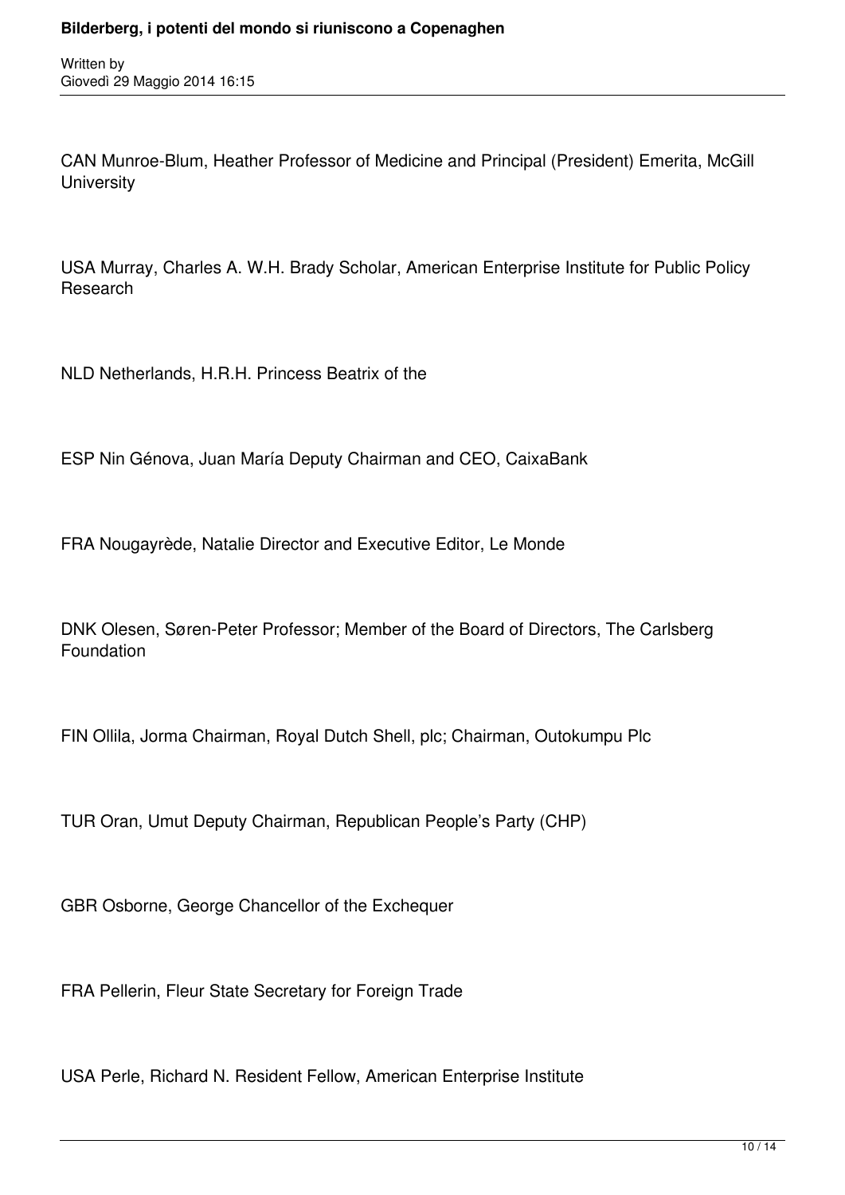CAN Munroe-Blum, Heather Professor of Medicine and Principal (President) Emerita, McGill University

USA Murray, Charles A. W.H. Brady Scholar, American Enterprise Institute for Public Policy Research

NLD Netherlands, H.R.H. Princess Beatrix of the

ESP Nin Génova, Juan María Deputy Chairman and CEO, CaixaBank

FRA Nougayrède, Natalie Director and Executive Editor, Le Monde

DNK Olesen, Søren-Peter Professor; Member of the Board of Directors, The Carlsberg Foundation

FIN Ollila, Jorma Chairman, Royal Dutch Shell, plc; Chairman, Outokumpu Plc

TUR Oran, Umut Deputy Chairman, Republican People's Party (CHP)

GBR Osborne, George Chancellor of the Exchequer

FRA Pellerin, Fleur State Secretary for Foreign Trade

USA Perle, Richard N. Resident Fellow, American Enterprise Institute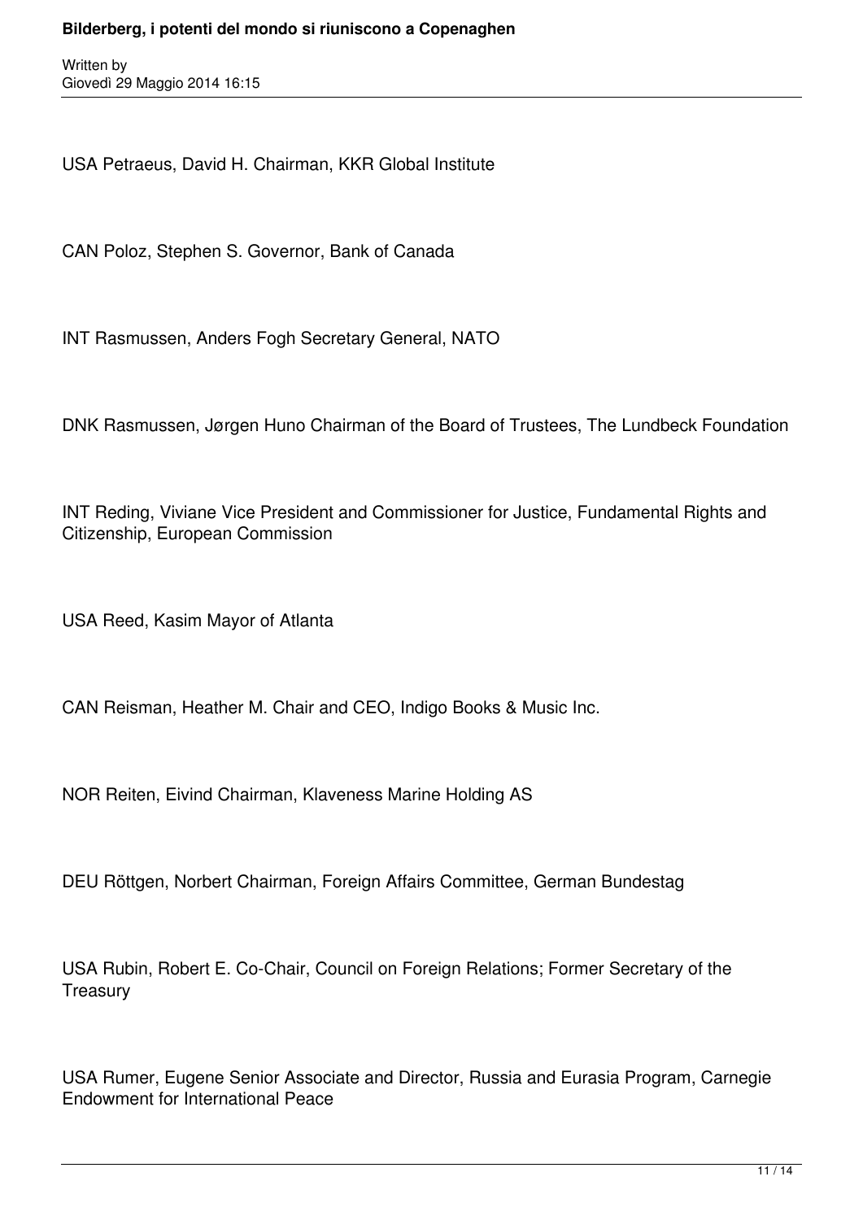USA Petraeus, David H. Chairman, KKR Global Institute

CAN Poloz, Stephen S. Governor, Bank of Canada

INT Rasmussen, Anders Fogh Secretary General, NATO

DNK Rasmussen, Jørgen Huno Chairman of the Board of Trustees, The Lundbeck Foundation

INT Reding, Viviane Vice President and Commissioner for Justice, Fundamental Rights and Citizenship, European Commission

USA Reed, Kasim Mayor of Atlanta

CAN Reisman, Heather M. Chair and CEO, Indigo Books & Music Inc.

NOR Reiten, Eivind Chairman, Klaveness Marine Holding AS

DEU Röttgen, Norbert Chairman, Foreign Affairs Committee, German Bundestag

USA Rubin, Robert E. Co-Chair, Council on Foreign Relations; Former Secretary of the Treasury

USA Rumer, Eugene Senior Associate and Director, Russia and Eurasia Program, Carnegie Endowment for International Peace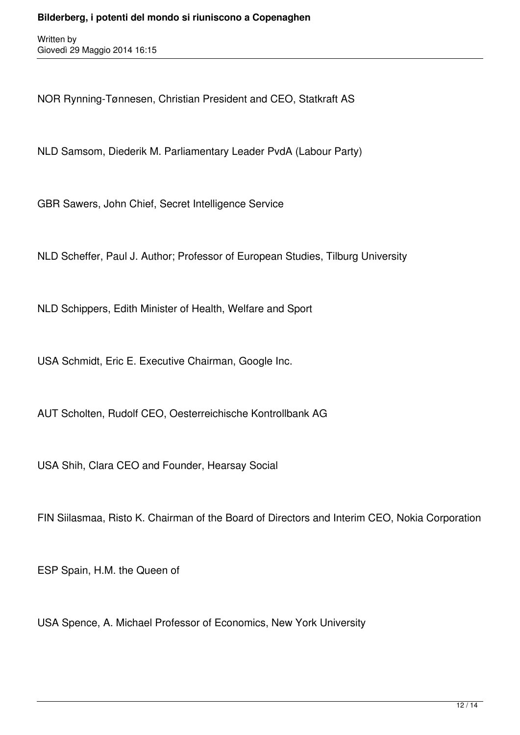NOR Rynning-Tønnesen, Christian President and CEO, Statkraft AS

NLD Samsom, Diederik M. Parliamentary Leader PvdA (Labour Party)

GBR Sawers, John Chief, Secret Intelligence Service

NLD Scheffer, Paul J. Author; Professor of European Studies, Tilburg University

NLD Schippers, Edith Minister of Health, Welfare and Sport

USA Schmidt, Eric E. Executive Chairman, Google Inc.

AUT Scholten, Rudolf CEO, Oesterreichische Kontrollbank AG

USA Shih, Clara CEO and Founder, Hearsay Social

FIN Siilasmaa, Risto K. Chairman of the Board of Directors and Interim CEO, Nokia Corporation

ESP Spain, H.M. the Queen of

USA Spence, A. Michael Professor of Economics, New York University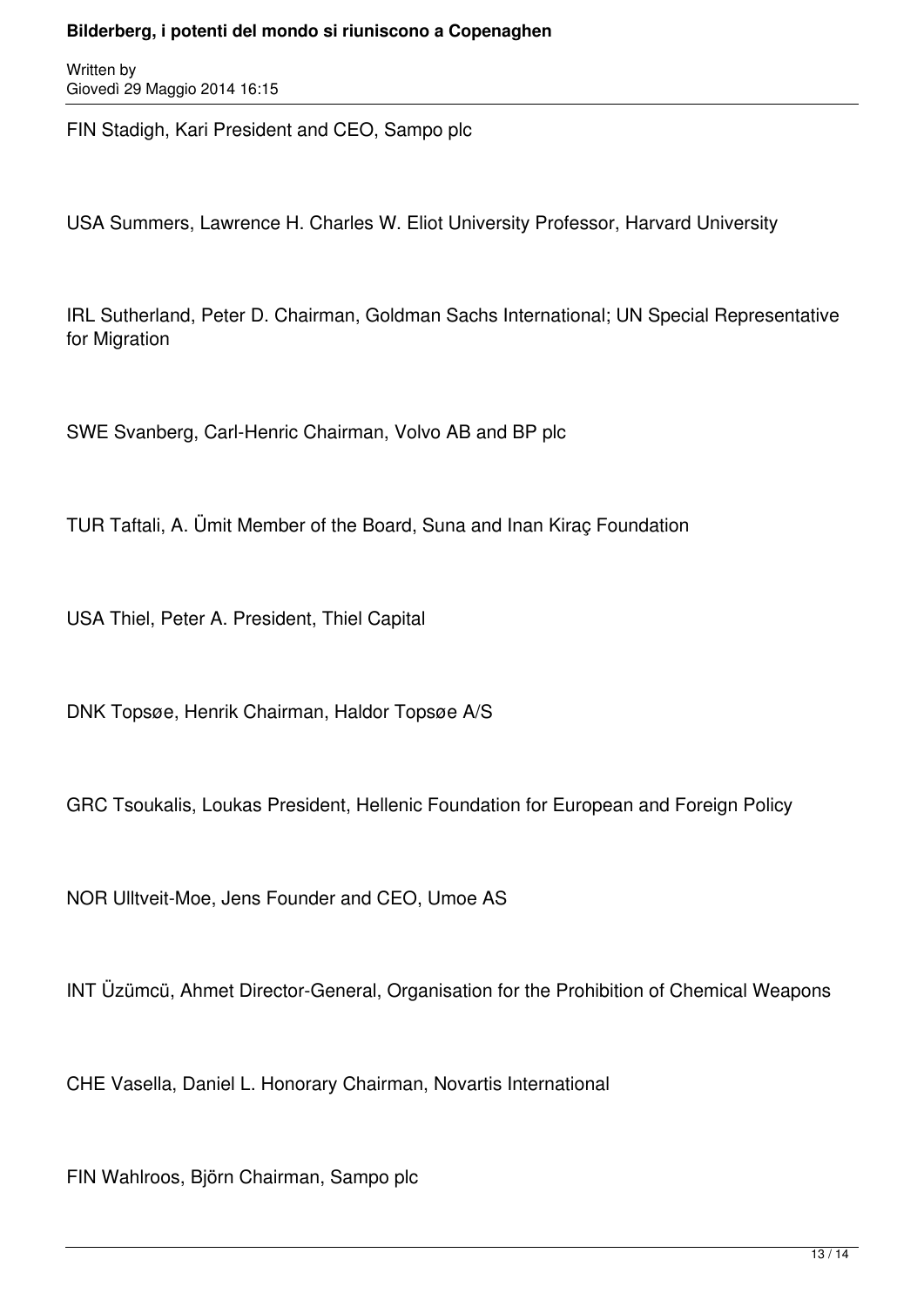FIN Stadigh, Kari President and CEO, Sampo plc

USA Summers, Lawrence H. Charles W. Eliot University Professor, Harvard University

IRL Sutherland, Peter D. Chairman, Goldman Sachs International; UN Special Representative for Migration

SWE Svanberg, Carl-Henric Chairman, Volvo AB and BP plc

TUR Taftali, A. Ümit Member of the Board, Suna and Inan Kiraç Foundation

USA Thiel, Peter A. President, Thiel Capital

DNK Topsøe, Henrik Chairman, Haldor Topsøe A/S

GRC Tsoukalis, Loukas President, Hellenic Foundation for European and Foreign Policy

NOR Ulltveit-Moe, Jens Founder and CEO, Umoe AS

INT Üzümcü, Ahmet Director-General, Organisation for the Prohibition of Chemical Weapons

CHE Vasella, Daniel L. Honorary Chairman, Novartis International

FIN Wahlroos, Björn Chairman, Sampo plc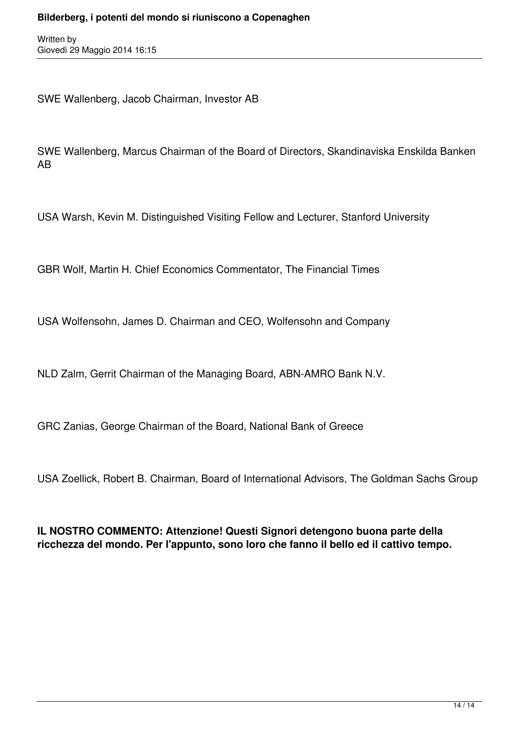SWE Wallenberg, Jacob Chairman, Investor AB

SWE Wallenberg, Marcus Chairman of the Board of Directors, Skandinaviska Enskilda Banken AB

USA Warsh, Kevin M. Distinguished Visiting Fellow and Lecturer, Stanford University

GBR Wolf, Martin H. Chief Economics Commentator, The Financial Times

USA Wolfensohn, James D. Chairman and CEO, Wolfensohn and Company

NLD Zalm, Gerrit Chairman of the Managing Board, ABN-AMRO Bank N.V.

GRC Zanias, George Chairman of the Board, National Bank of Greece

USA Zoellick, Robert B. Chairman, Board of International Advisors, The Goldman Sachs Group

**IL NOSTRO COMMENTO: Attenzione! Questi Signori detengono buona parte della ricchezza del mondo. Per l'appunto, sono loro che fanno il bello ed il cattivo tempo.**